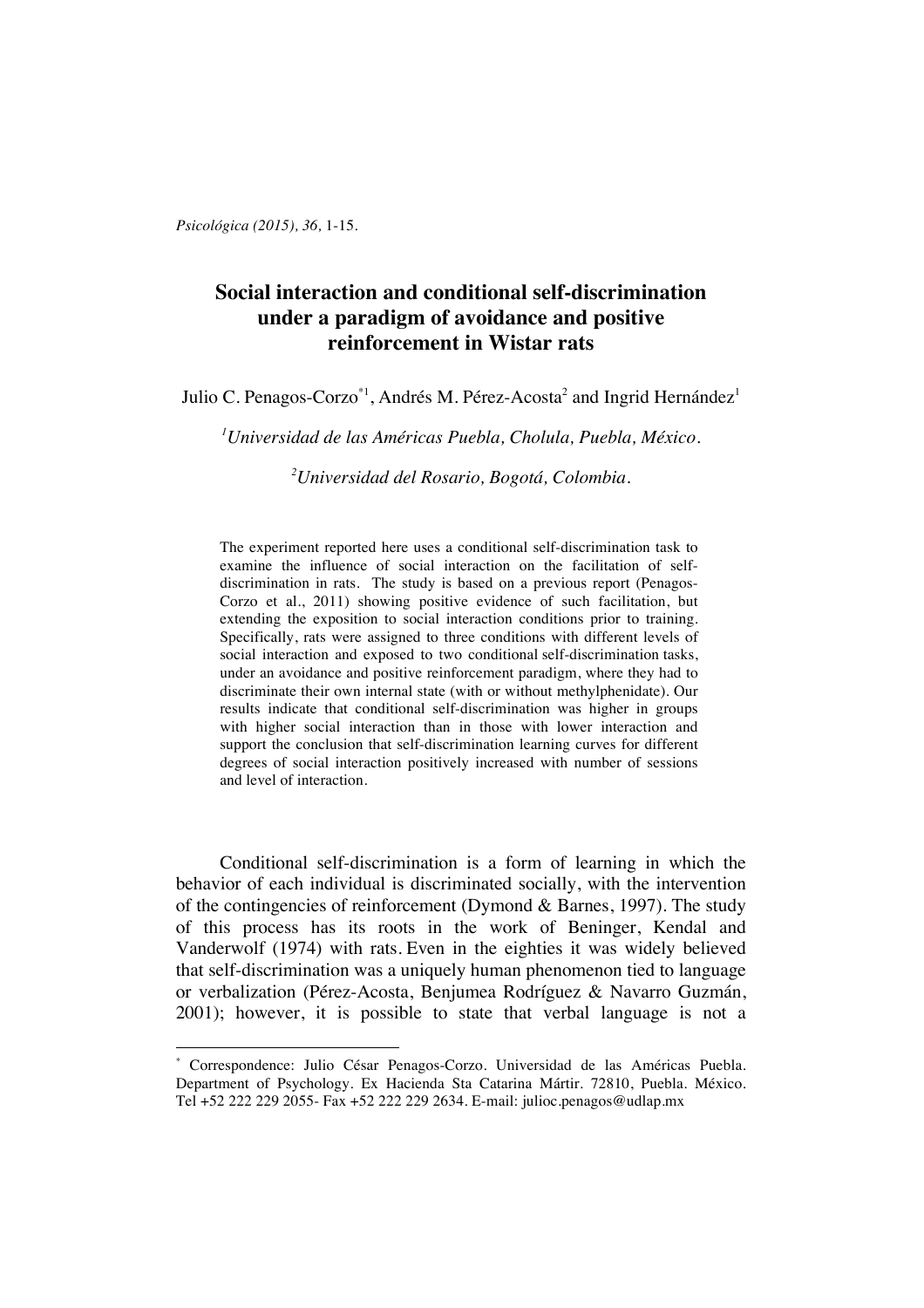# Social interaction and conditional self-discrimination under a paradigm of avoidance and positive reinforcement in Wistar rats

Julio C. Penagos-Corzo*[1], Andrés M. Pérez-Acosta[2] and Ingrid Hernández[1]

[1]*Universidad de las Américas Puebla, Cholula, Puebla, México.*

[2]*Universidad del Rosario, Bogotá, Colombia.*

The experiment reported here uses a conditional self-discrimination task to examine the influence of social interaction on the facilitation of self-discrimination in rats. The study is based on a previous report (Penagos-Corzo et al., 2011) showing positive evidence of such facilitation, but extending the exposition to social interaction conditions prior to training. Specifically, rats were assigned to three conditions with different levels of social interaction and exposed to two conditional self-discrimination tasks, under an avoidance and positive reinforcement paradigm, where they had to discriminate their own internal state (with or without methylphenidate). Our results indicate that conditional self-discrimination was higher in groups with higher social interaction than in those with lower interaction and support the conclusion that self-discrimination learning curves for different degrees of social interaction positively increased with number of sessions and level of interaction.

Conditional self-discrimination is a form of learning in which the behavior of each individual is discriminated socially, with the intervention of the contingencies of reinforcement (Dymond & Barnes, 1997). The study of this process has its roots in the work of Beninger, Kendal and Vanderwolf (1974) with rats. Even in the eighties it was widely believed that self-discrimination was a uniquely human phenomenon tied to language or verbalization (Pérez-Acosta, Benjumea Rodríguez & Navarro Guzmán, 2001); however, it is possible to state that verbal language is not a

---

* Correspondence: Julio César Penagos-Corzo. Universidad de las Américas Puebla. Department of Psychology. Ex Hacienda Sta Catarina Mártir. 72810, Puebla. México. Tel +52 222 229 2055- Fax +52 222 229 2634. E-mail: julioc.penagos@udlap.mx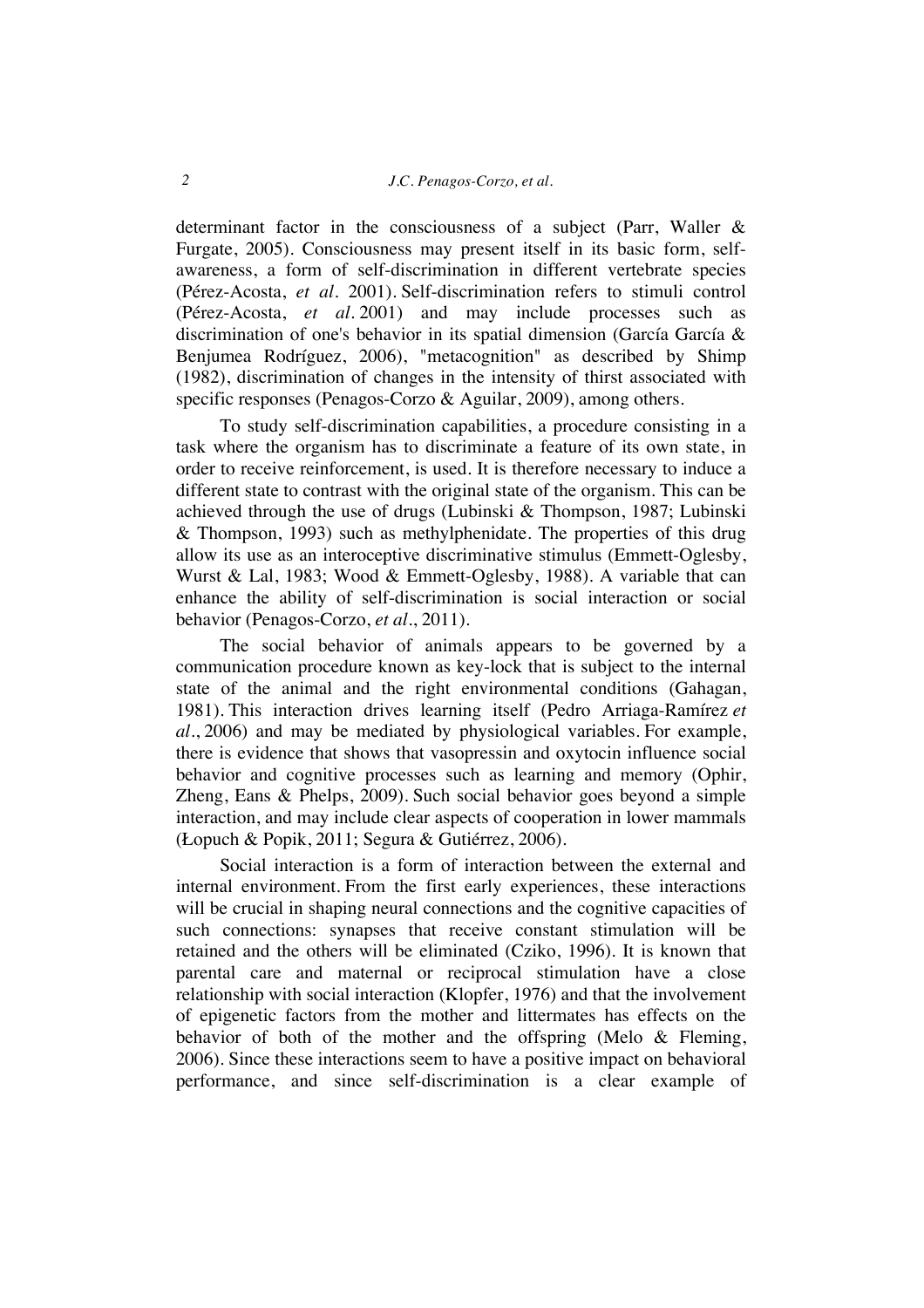determinant factor in the consciousness of a subject (Parr, Waller & Furgate, 2005). Consciousness may present itself in its basic form, self-awareness, a form of self-discrimination in different vertebrate species (Pérez-Acosta, *et al.* 2001). Self-discrimination refers to stimuli control (Pérez-Acosta, *et al.* 2001) and may include processes such as discrimination of one's behavior in its spatial dimension (García García & Benjumea Rodríguez, 2006), "metacognition" as described by Shimp (1982), discrimination of changes in the intensity of thirst associated with specific responses (Penagos-Corzo & Aguilar, 2009), among others.

To study self-discrimination capabilities, a procedure consisting in a task where the organism has to discriminate a feature of its own state, in order to receive reinforcement, is used. It is therefore necessary to induce a different state to contrast with the original state of the organism. This can be achieved through the use of drugs (Lubinski & Thompson, 1987; Lubinski & Thompson, 1993) such as methylphenidate. The properties of this drug allow its use as an interoceptive discriminative stimulus (Emmett-Oglesby, Wurst & Lal, 1983; Wood & Emmett-Oglesby, 1988). A variable that can enhance the ability of self-discrimination is social interaction or social behavior (Penagos-Corzo, *et al.*, 2011).

The social behavior of animals appears to be governed by a communication procedure known as key-lock that is subject to the internal state of the animal and the right environmental conditions (Gahagan, 1981). This interaction drives learning itself (Pedro Arriaga-Ramírez *et al.*, 2006) and may be mediated by physiological variables. For example, there is evidence that shows that vasopressin and oxytocin influence social behavior and cognitive processes such as learning and memory (Ophir, Zheng, Eans & Phelps, 2009). Such social behavior goes beyond a simple interaction, and may include clear aspects of cooperation in lower mammals (Łopuch & Popik, 2011; Segura & Gutiérrez, 2006).

Social interaction is a form of interaction between the external and internal environment. From the first early experiences, these interactions will be crucial in shaping neural connections and the cognitive capacities of such connections: synapses that receive constant stimulation will be retained and the others will be eliminated (Cziko, 1996). It is known that parental care and maternal or reciprocal stimulation have a close relationship with social interaction (Klopfer, 1976) and that the involvement of epigenetic factors from the mother and littermates has effects on the behavior of both of the mother and the offspring (Melo & Fleming, 2006). Since these interactions seem to have a positive impact on behavioral performance, and since self-discrimination is a clear example of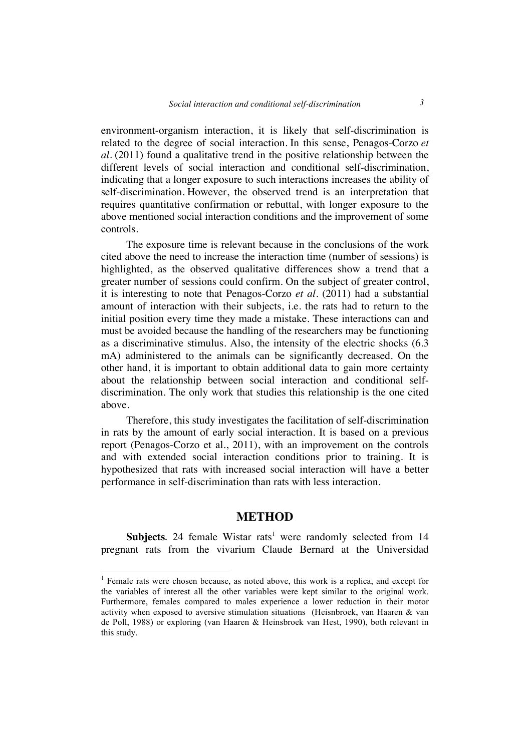environment-organism interaction, it is likely that self-discrimination is related to the degree of social interaction. In this sense, Penagos-Corzo *et al*. (2011) found a qualitative trend in the positive relationship between the different levels of social interaction and conditional self-discrimination, indicating that a longer exposure to such interactions increases the ability of self-discrimination. However, the observed trend is an interpretation that requires quantitative confirmation or rebuttal, with longer exposure to the above mentioned social interaction conditions and the improvement of some controls.

The exposure time is relevant because in the conclusions of the work cited above the need to increase the interaction time (number of sessions) is highlighted, as the observed qualitative differences show a trend that a greater number of sessions could confirm. On the subject of greater control, it is interesting to note that Penagos-Corzo *et al*. (2011) had a substantial amount of interaction with their subjects, i.e. the rats had to return to the initial position every time they made a mistake. These interactions can and must be avoided because the handling of the researchers may be functioning as a discriminative stimulus. Also, the intensity of the electric shocks (6.3 mA) administered to the animals can be significantly decreased. On the other hand, it is important to obtain additional data to gain more certainty about the relationship between social interaction and conditional self-discrimination. The only work that studies this relationship is the one cited above.

Therefore, this study investigates the facilitation of self-discrimination in rats by the amount of early social interaction. It is based on a previous report (Penagos-Corzo et al., 2011), with an improvement on the controls and with extended social interaction conditions prior to training. It is hypothesized that rats with increased social interaction will have a better performance in self-discrimination than rats with less interaction.

## METHOD

**Subjects.** 24 female Wistar rats[1] were randomly selected from 14 pregnant rats from the vivarium Claude Bernard at the Universidad

---

[1] Female rats were chosen because, as noted above, this work is a replica, and except for the variables of interest all the other variables were kept similar to the original work. Furthermore, females compared to males experience a lower reduction in their motor activity when exposed to aversive stimulation situations (Heisnbroek, van Haaren & van de Poll, 1988) or exploring (van Haaren & Heinsbroek van Hest, 1990), both relevant in this study.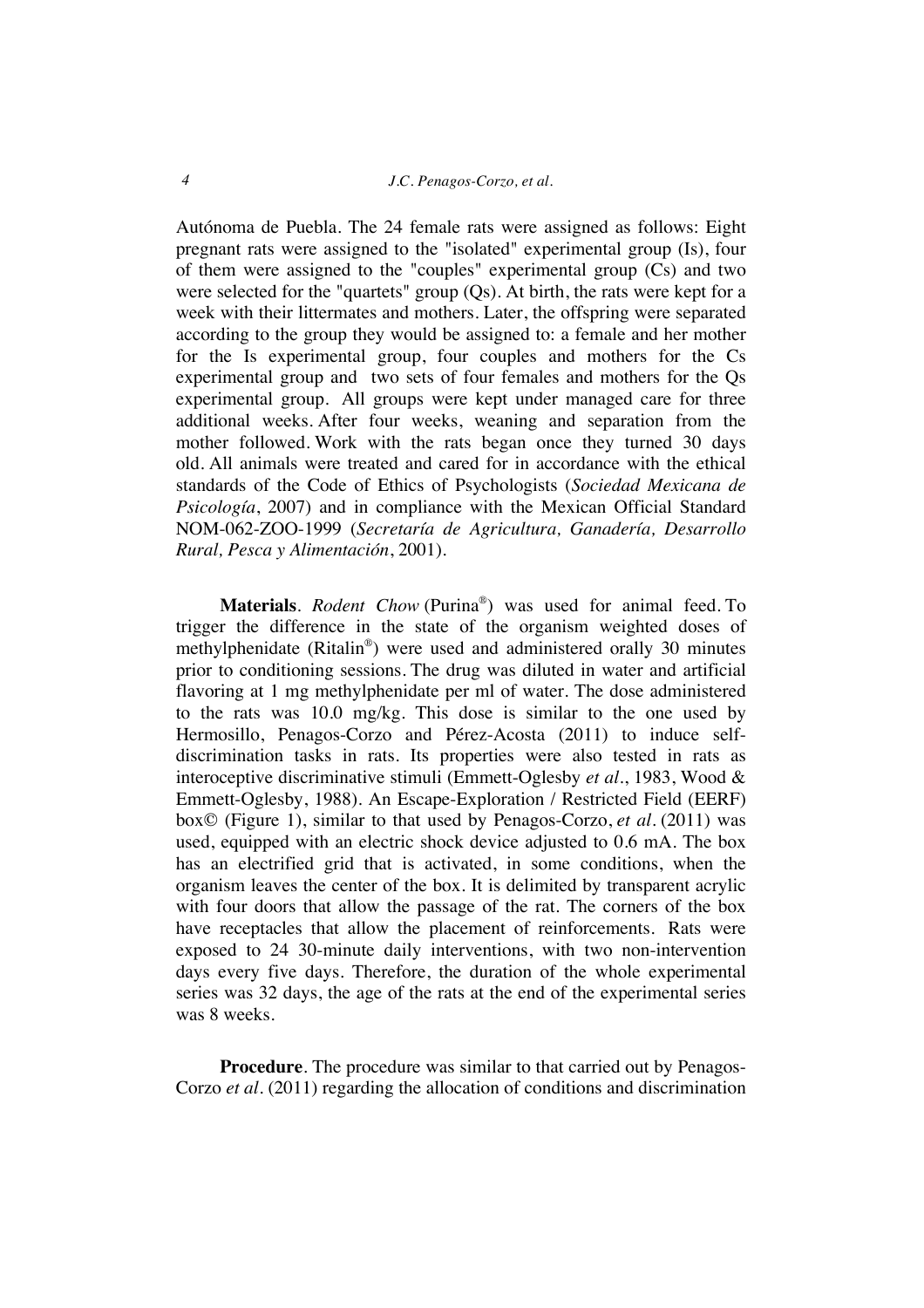Autónoma de Puebla. The 24 female rats were assigned as follows: Eight pregnant rats were assigned to the "isolated" experimental group (Is), four of them were assigned to the "couples" experimental group (Cs) and two were selected for the "quartets" group (Qs). At birth, the rats were kept for a week with their littermates and mothers. Later, the offspring were separated according to the group they would be assigned to: a female and her mother for the Is experimental group, four couples and mothers for the Cs experimental group and two sets of four females and mothers for the Qs experimental group. All groups were kept under managed care for three additional weeks. After four weeks, weaning and separation from the mother followed. Work with the rats began once they turned 30 days old. All animals were treated and cared for in accordance with the ethical standards of the Code of Ethics of Psychologists (*Sociedad Mexicana de Psicología*, 2007) and in compliance with the Mexican Official Standard NOM-062-ZOO-1999 (*Secretaría de Agricultura, Ganadería, Desarrollo Rural, Pesca y Alimentación*, 2001).

**Materials**. *Rodent Chow* (Purina®) was used for animal feed. To trigger the difference in the state of the organism weighted doses of methylphenidate (Ritalin®) were used and administered orally 30 minutes prior to conditioning sessions. The drug was diluted in water and artificial flavoring at 1 mg methylphenidate per ml of water. The dose administered to the rats was 10.0 mg/kg. This dose is similar to the one used by Hermosillo, Penagos-Corzo and Pérez-Acosta (2011) to induce self-discrimination tasks in rats. Its properties were also tested in rats as interoceptive discriminative stimuli (Emmett-Oglesby *et al*., 1983, Wood & Emmett-Oglesby, 1988). An Escape-Exploration / Restricted Field (EERF) box© (Figure 1), similar to that used by Penagos-Corzo, *et al*. (2011) was used, equipped with an electric shock device adjusted to 0.6 mA. The box has an electrified grid that is activated, in some conditions, when the organism leaves the center of the box. It is delimited by transparent acrylic with four doors that allow the passage of the rat. The corners of the box have receptacles that allow the placement of reinforcements. Rats were exposed to 24 30-minute daily interventions, with two non-intervention days every five days. Therefore, the duration of the whole experimental series was 32 days, the age of the rats at the end of the experimental series was 8 weeks.

**Procedure**. The procedure was similar to that carried out by Penagos-Corzo *et al*. (2011) regarding the allocation of conditions and discrimination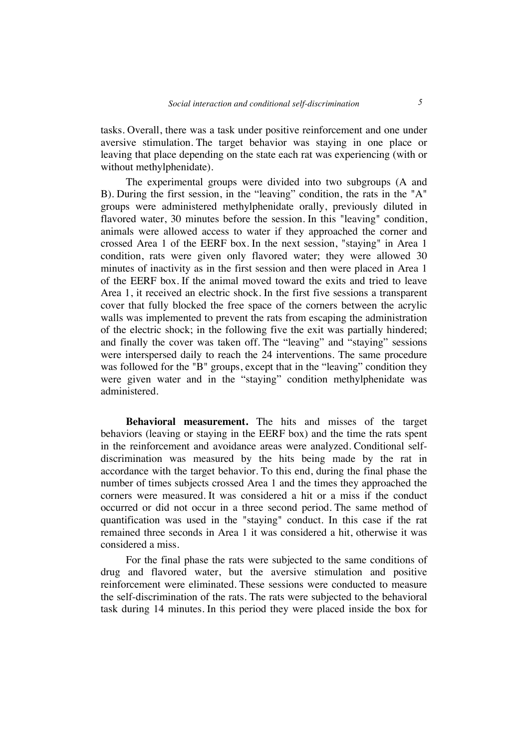tasks. Overall, there was a task under positive reinforcement and one under aversive stimulation. The target behavior was staying in one place or leaving that place depending on the state each rat was experiencing (with or without methylphenidate).

The experimental groups were divided into two subgroups (A and B). During the first session, in the "leaving" condition, the rats in the "A" groups were administered methylphenidate orally, previously diluted in flavored water, 30 minutes before the session. In this "leaving" condition, animals were allowed access to water if they approached the corner and crossed Area 1 of the EERF box. In the next session, "staying" in Area 1 condition, rats were given only flavored water; they were allowed 30 minutes of inactivity as in the first session and then were placed in Area 1 of the EERF box. If the animal moved toward the exits and tried to leave Area 1, it received an electric shock. In the first five sessions a transparent cover that fully blocked the free space of the corners between the acrylic walls was implemented to prevent the rats from escaping the administration of the electric shock; in the following five the exit was partially hindered; and finally the cover was taken off. The "leaving" and "staying" sessions were interspersed daily to reach the 24 interventions. The same procedure was followed for the "B" groups, except that in the "leaving" condition they were given water and in the "staying" condition methylphenidate was administered.

**Behavioral measurement.** The hits and misses of the target behaviors (leaving or staying in the EERF box) and the time the rats spent in the reinforcement and avoidance areas were analyzed. Conditional self-discrimination was measured by the hits being made by the rat in accordance with the target behavior. To this end, during the final phase the number of times subjects crossed Area 1 and the times they approached the corners were measured. It was considered a hit or a miss if the conduct occurred or did not occur in a three second period. The same method of quantification was used in the "staying" conduct. In this case if the rat remained three seconds in Area 1 it was considered a hit, otherwise it was considered a miss.

For the final phase the rats were subjected to the same conditions of drug and flavored water, but the aversive stimulation and positive reinforcement were eliminated. These sessions were conducted to measure the self-discrimination of the rats. The rats were subjected to the behavioral task during 14 minutes. In this period they were placed inside the box for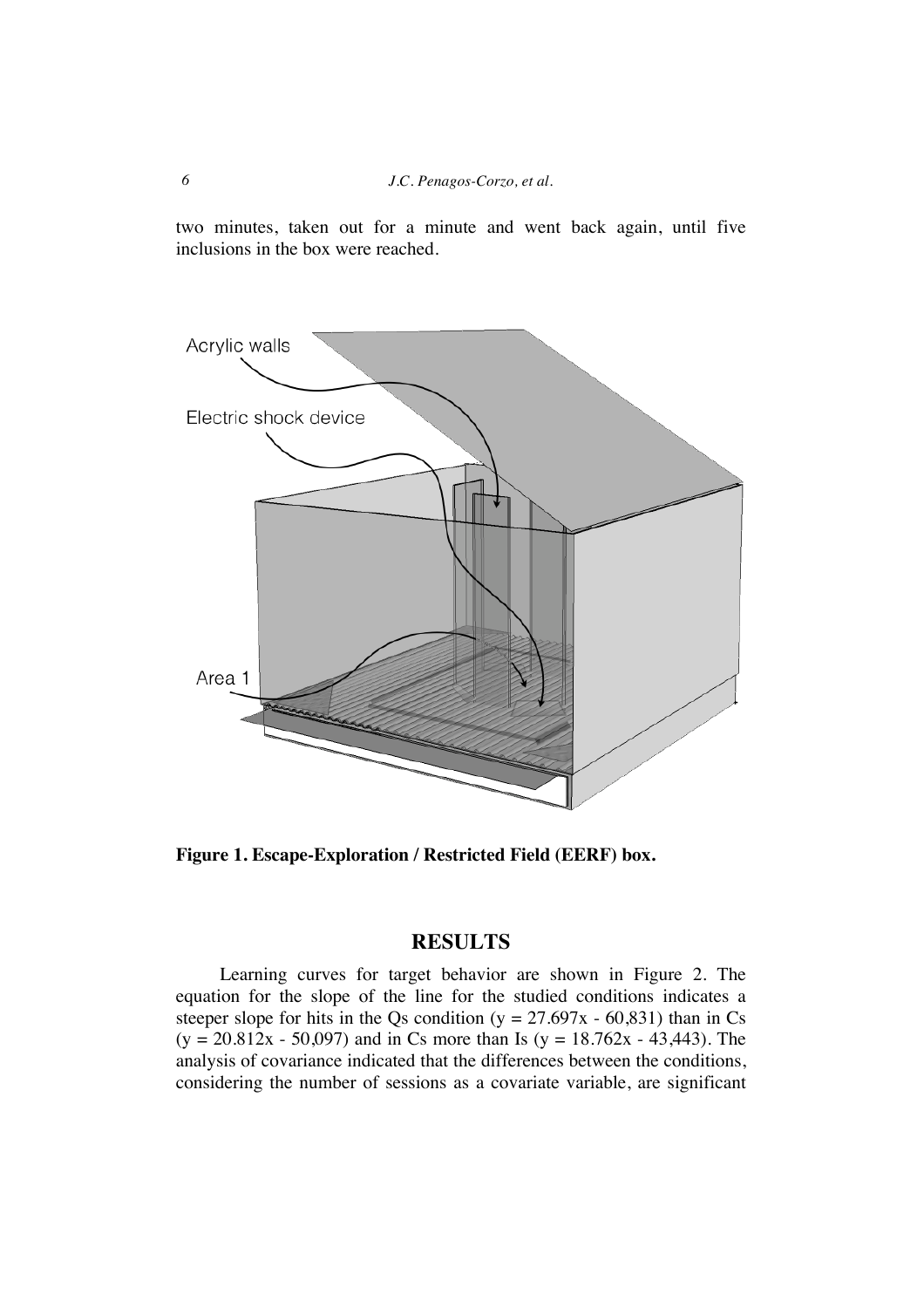two minutes, taken out for a minute and went back again, until five inclusions in the box were reached.

**Figure 1. Escape-Exploration / Restricted Field (EERF) box.**

## RESULTS

Learning curves for target behavior are shown in Figure 2. The equation for the slope of the line for the studied conditions indicates a steeper slope for hits in the Qs condition ($y = 27.697x - 60{,}831$) than in Cs ($y = 20.812x - 50{,}097$) and in Cs more than Is ($y = 18.762x - 43{,}443$). The analysis of covariance indicated that the differences between the conditions, considering the number of sessions as a covariate variable, are significant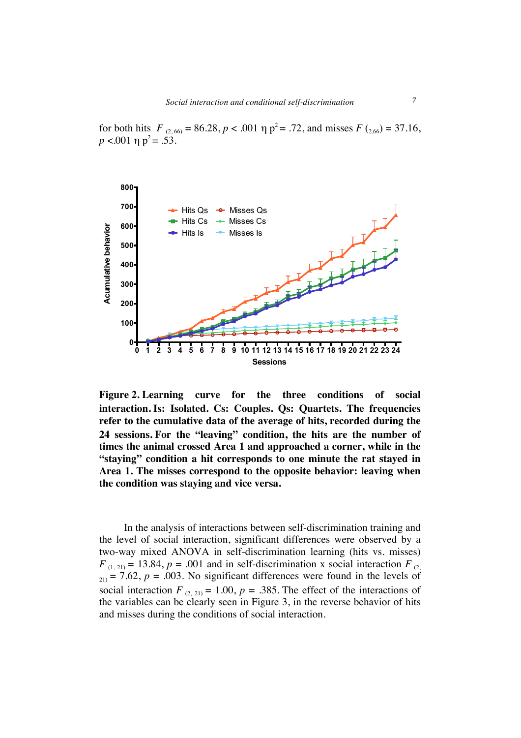for both hits $F_{(2, 66)} = 86.28$, $p < .001$ $\eta$ $p^2 = .72$, and misses $F_{(2,66)} = 37.16$, $p < .001$ $\eta$ $p^2 = .53$.

**Figure 2. Learning curve for the three conditions of social interaction. Is: Isolated. Cs: Couples. Qs: Quartets. The frequencies refer to the cumulative data of the average of hits, recorded during the 24 sessions. For the "leaving" condition, the hits are the number of times the animal crossed Area 1 and approached a corner, while in the "staying" condition a hit corresponds to one minute the rat stayed in Area 1. The misses correspond to the opposite behavior: leaving when the condition was staying and vice versa.**

In the analysis of interactions between self-discrimination training and the level of social interaction, significant differences were observed by a two-way mixed ANOVA in self-discrimination learning (hits vs. misses) $F_{(1, 21)} = 13.84$, $p = .001$ and in self-discrimination x social interaction $F_{(2, 21)} = 7.62$, $p = .003$. No significant differences were found in the levels of social interaction $F_{(2, 21)} = 1.00$, $p = .385$. The effect of the interactions of the variables can be clearly seen in Figure 3, in the reverse behavior of hits and misses during the conditions of social interaction.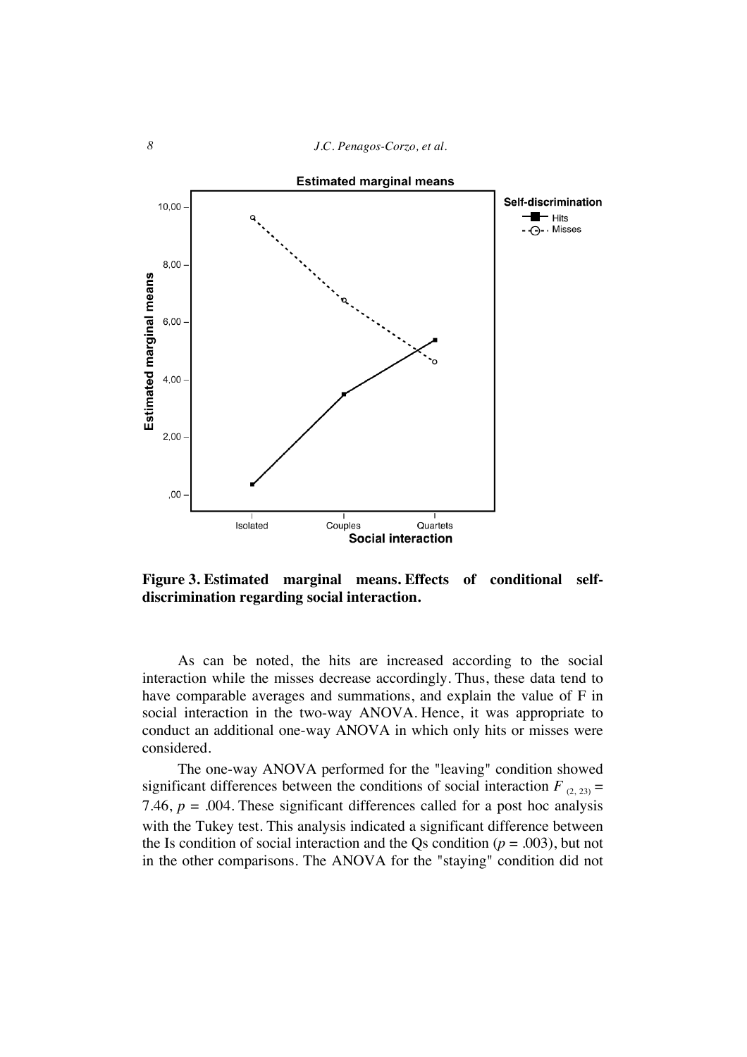**Figure 3. Estimated marginal means. Effects of conditional self-discrimination regarding social interaction.**

As can be noted, the hits are increased according to the social interaction while the misses decrease accordingly. Thus, these data tend to have comparable averages and summations, and explain the value of F in social interaction in the two-way ANOVA. Hence, it was appropriate to conduct an additional one-way ANOVA in which only hits or misses were considered.

The one-way ANOVA performed for the "leaving" condition showed significant differences between the conditions of social interaction $F_{(2, 23)} = 7.46$, $p = .004$. These significant differences called for a post hoc analysis with the Tukey test. This analysis indicated a significant difference between the Is condition of social interaction and the Qs condition ($p = .003$), but not in the other comparisons. The ANOVA for the "staying" condition did not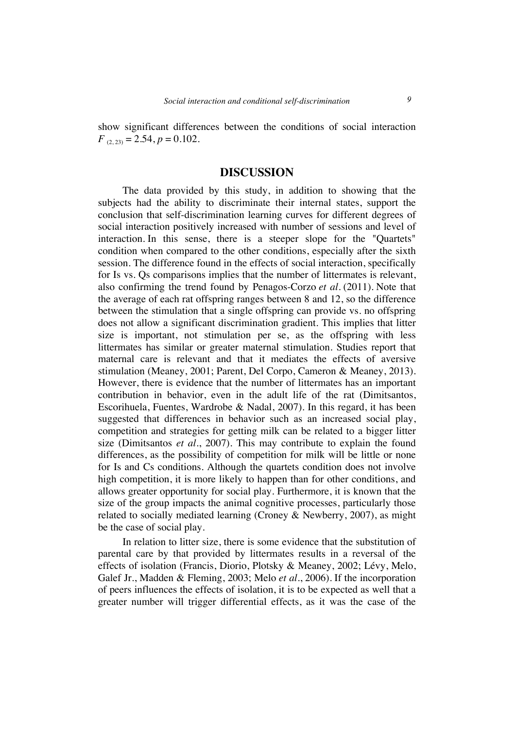show significant differences between the conditions of social interaction $F_{(2, 23)} = 2.54, p = 0.102$.

## DISCUSSION

The data provided by this study, in addition to showing that the subjects had the ability to discriminate their internal states, support the conclusion that self-discrimination learning curves for different degrees of social interaction positively increased with number of sessions and level of interaction. In this sense, there is a steeper slope for the "Quartets" condition when compared to the other conditions, especially after the sixth session. The difference found in the effects of social interaction, specifically for Is vs. Qs comparisons implies that the number of littermates is relevant, also confirming the trend found by Penagos-Corzo *et al.* (2011). Note that the average of each rat offspring ranges between 8 and 12, so the difference between the stimulation that a single offspring can provide vs. no offspring does not allow a significant discrimination gradient. This implies that litter size is important, not stimulation per se, as the offspring with less littermates has similar or greater maternal stimulation. Studies report that maternal care is relevant and that it mediates the effects of aversive stimulation (Meaney, 2001; Parent, Del Corpo, Cameron & Meaney, 2013). However, there is evidence that the number of littermates has an important contribution in behavior, even in the adult life of the rat (Dimitsantos, Escorihuela, Fuentes, Wardrobe & Nadal, 2007). In this regard, it has been suggested that differences in behavior such as an increased social play, competition and strategies for getting milk can be related to a bigger litter size (Dimitsantos *et al.*, 2007). This may contribute to explain the found differences, as the possibility of competition for milk will be little or none for Is and Cs conditions. Although the quartets condition does not involve high competition, it is more likely to happen than for other conditions, and allows greater opportunity for social play. Furthermore, it is known that the size of the group impacts the animal cognitive processes, particularly those related to socially mediated learning (Croney & Newberry, 2007), as might be the case of social play.

In relation to litter size, there is some evidence that the substitution of parental care by that provided by littermates results in a reversal of the effects of isolation (Francis, Diorio, Plotsky & Meaney, 2002; Lévy, Melo, Galef Jr., Madden & Fleming, 2003; Melo *et al.*, 2006). If the incorporation of peers influences the effects of isolation, it is to be expected as well that a greater number will trigger differential effects, as it was the case of the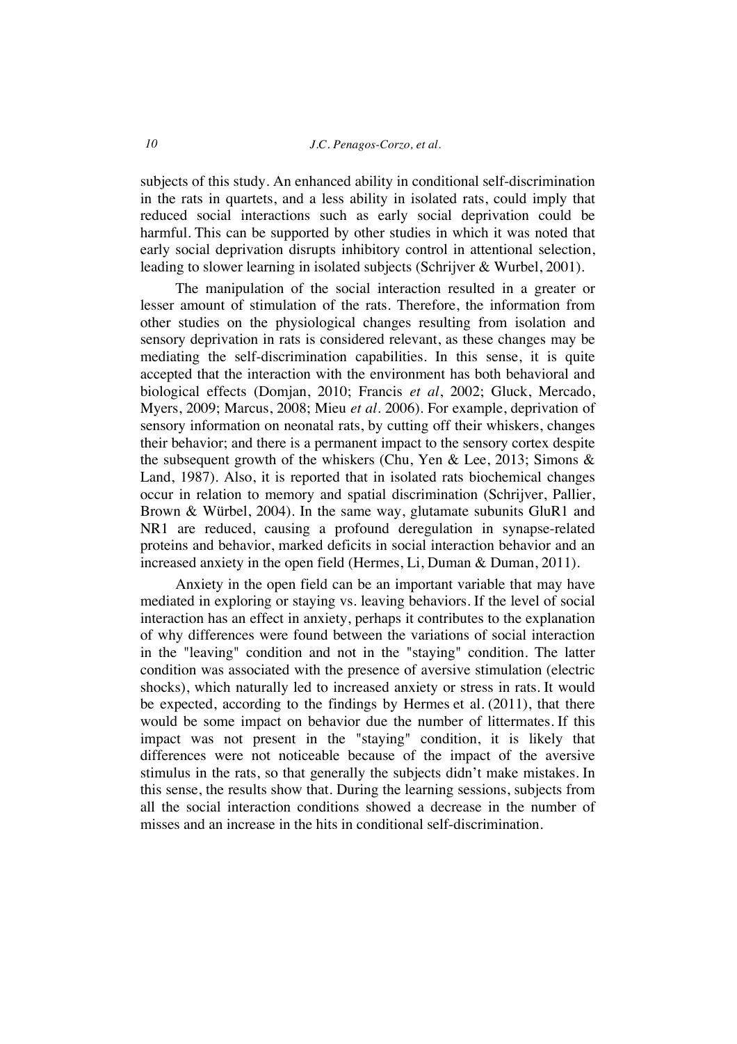subjects of this study. An enhanced ability in conditional self-discrimination in the rats in quartets, and a less ability in isolated rats, could imply that reduced social interactions such as early social deprivation could be harmful. This can be supported by other studies in which it was noted that early social deprivation disrupts inhibitory control in attentional selection, leading to slower learning in isolated subjects (Schrijver & Wurbel, 2001).

The manipulation of the social interaction resulted in a greater or lesser amount of stimulation of the rats. Therefore, the information from other studies on the physiological changes resulting from isolation and sensory deprivation in rats is considered relevant, as these changes may be mediating the self-discrimination capabilities. In this sense, it is quite accepted that the interaction with the environment has both behavioral and biological effects (Domjan, 2010; Francis *et al*, 2002; Gluck, Mercado, Myers, 2009; Marcus, 2008; Mieu *et al*. 2006). For example, deprivation of sensory information on neonatal rats, by cutting off their whiskers, changes their behavior; and there is a permanent impact to the sensory cortex despite the subsequent growth of the whiskers (Chu, Yen & Lee, 2013; Simons & Land, 1987). Also, it is reported that in isolated rats biochemical changes occur in relation to memory and spatial discrimination (Schrijver, Pallier, Brown & Würbel, 2004). In the same way, glutamate subunits GluR1 and NR1 are reduced, causing a profound deregulation in synapse-related proteins and behavior, marked deficits in social interaction behavior and an increased anxiety in the open field (Hermes, Li, Duman & Duman, 2011).

Anxiety in the open field can be an important variable that may have mediated in exploring or staying vs. leaving behaviors. If the level of social interaction has an effect in anxiety, perhaps it contributes to the explanation of why differences were found between the variations of social interaction in the "leaving" condition and not in the "staying" condition. The latter condition was associated with the presence of aversive stimulation (electric shocks), which naturally led to increased anxiety or stress in rats. It would be expected, according to the findings by Hermes et al. (2011), that there would be some impact on behavior due the number of littermates. If this impact was not present in the "staying" condition, it is likely that differences were not noticeable because of the impact of the aversive stimulus in the rats, so that generally the subjects didn't make mistakes. In this sense, the results show that. During the learning sessions, subjects from all the social interaction conditions showed a decrease in the number of misses and an increase in the hits in conditional self-discrimination.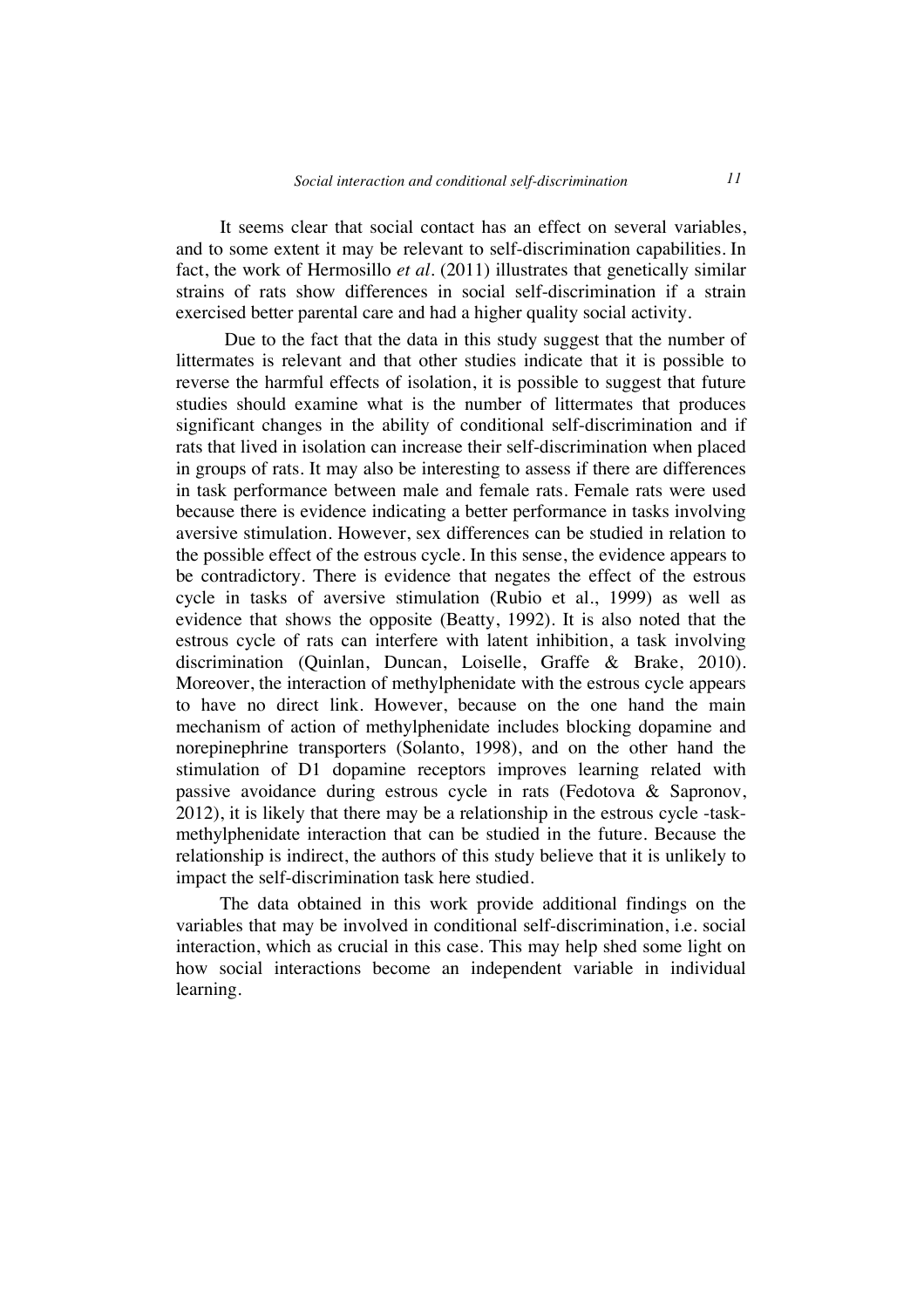It seems clear that social contact has an effect on several variables, and to some extent it may be relevant to self-discrimination capabilities. In fact, the work of Hermosillo *et al.* (2011) illustrates that genetically similar strains of rats show differences in social self-discrimination if a strain exercised better parental care and had a higher quality social activity.

Due to the fact that the data in this study suggest that the number of littermates is relevant and that other studies indicate that it is possible to reverse the harmful effects of isolation, it is possible to suggest that future studies should examine what is the number of littermates that produces significant changes in the ability of conditional self-discrimination and if rats that lived in isolation can increase their self-discrimination when placed in groups of rats. It may also be interesting to assess if there are differences in task performance between male and female rats. Female rats were used because there is evidence indicating a better performance in tasks involving aversive stimulation. However, sex differences can be studied in relation to the possible effect of the estrous cycle. In this sense, the evidence appears to be contradictory. There is evidence that negates the effect of the estrous cycle in tasks of aversive stimulation (Rubio et al., 1999) as well as evidence that shows the opposite (Beatty, 1992). It is also noted that the estrous cycle of rats can interfere with latent inhibition, a task involving discrimination (Quinlan, Duncan, Loiselle, Graffe & Brake, 2010). Moreover, the interaction of methylphenidate with the estrous cycle appears to have no direct link. However, because on the one hand the main mechanism of action of methylphenidate includes blocking dopamine and norepinephrine transporters (Solanto, 1998), and on the other hand the stimulation of D1 dopamine receptors improves learning related with passive avoidance during estrous cycle in rats (Fedotova & Sapronov, 2012), it is likely that there may be a relationship in the estrous cycle -task-methylphenidate interaction that can be studied in the future. Because the relationship is indirect, the authors of this study believe that it is unlikely to impact the self-discrimination task here studied.

The data obtained in this work provide additional findings on the variables that may be involved in conditional self-discrimination, i.e. social interaction, which as crucial in this case. This may help shed some light on how social interactions become an independent variable in individual learning.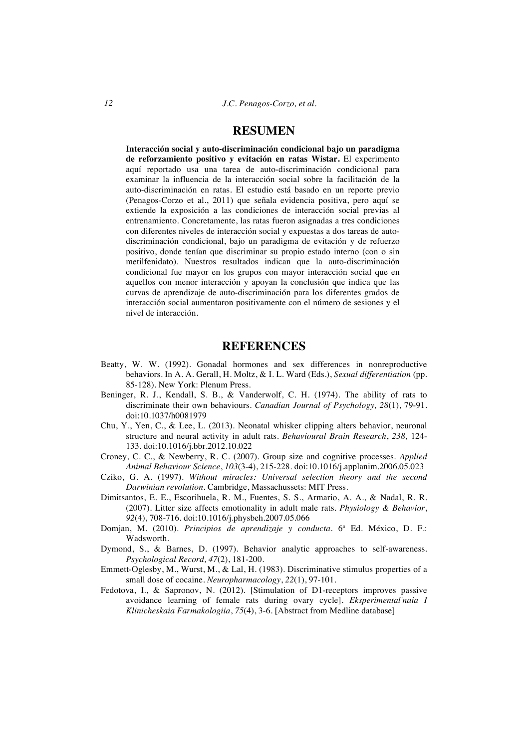## RESUMEN

**Interacción social y auto-discriminación condicional bajo un paradigma de reforzamiento positivo y evitación en ratas Wistar.** El experimento aquí reportado usa una tarea de auto-discriminación condicional para examinar la influencia de la interacción social sobre la facilitación de la auto-discriminación en ratas. El estudio está basado en un reporte previo (Penagos-Corzo et al., 2011) que señala evidencia positiva, pero aquí se extiende la exposición a las condiciones de interacción social previas al entrenamiento. Concretamente, las ratas fueron asignadas a tres condiciones con diferentes niveles de interacción social y expuestas a dos tareas de auto-discriminación condicional, bajo un paradigma de evitación y de refuerzo positivo, donde tenían que discriminar su propio estado interno (con o sin metilfenidato). Nuestros resultados indican que la auto-discriminación condicional fue mayor en los grupos con mayor interacción social que en aquellos con menor interacción y apoyan la conclusión que indica que las curvas de aprendizaje de auto-discriminación para los diferentes grados de interacción social aumentaron positivamente con el número de sesiones y el nivel de interacción.

## REFERENCES

Beatty, W. W. (1992). Gonadal hormones and sex differences in nonreproductive behaviors. In A. A. Gerall, H. Moltz, & I. L. Ward (Eds.), *Sexual differentiation* (pp. 85-128). New York: Plenum Press.

Beninger, R. J., Kendall, S. B., & Vanderwolf, C. H. (1974). The ability of rats to discriminate their own behaviours. *Canadian Journal of Psychology, 28*(1), 79-91. doi:10.1037/h0081979

Chu, Y., Yen, C., & Lee, L. (2013). Neonatal whisker clipping alters behavior, neuronal structure and neural activity in adult rats. *Behavioural Brain Research*, *238,* 124-133. doi:10.1016/j.bbr.2012.10.022

Croney, C. C., & Newberry, R. C. (2007). Group size and cognitive processes. *Applied Animal Behaviour Science*, *103*(3-4), 215-228. doi:10.1016/j.applanim.2006.05.023

Cziko, G. A. (1997). *Without miracles: Universal selection theory and the second Darwinian revolution*. Cambridge, Massachussets: MIT Press.

Dimitsantos, E. E., Escorihuela, R. M., Fuentes, S. S., Armario, A. A., & Nadal, R. R. (2007). Litter size affects emotionality in adult male rats. *Physiology & Behavior*, *92*(4), 708-716. doi:10.1016/j.physbeh.2007.05.066

Domjan, M. (2010). *Principios de aprendizaje y conducta*. 6ª Ed. México, D. F.: Wadsworth.

Dymond, S., & Barnes, D. (1997). Behavior analytic approaches to self-awareness. *Psychological Record, 47*(2), 181-200.

Emmett-Oglesby, M., Wurst, M., & Lal, H. (1983). Discriminative stimulus properties of a small dose of cocaine. *Neuropharmacology*, *22*(1), 97-101.

Fedotova, I., & Sapronov, N. (2012). [Stimulation of D1-receptors improves passive avoidance learning of female rats during ovary cycle]. *Eksperimental'naia I Klinicheskaia Farmakologiia*, *75*(4), 3-6. [Abstract from Medline database]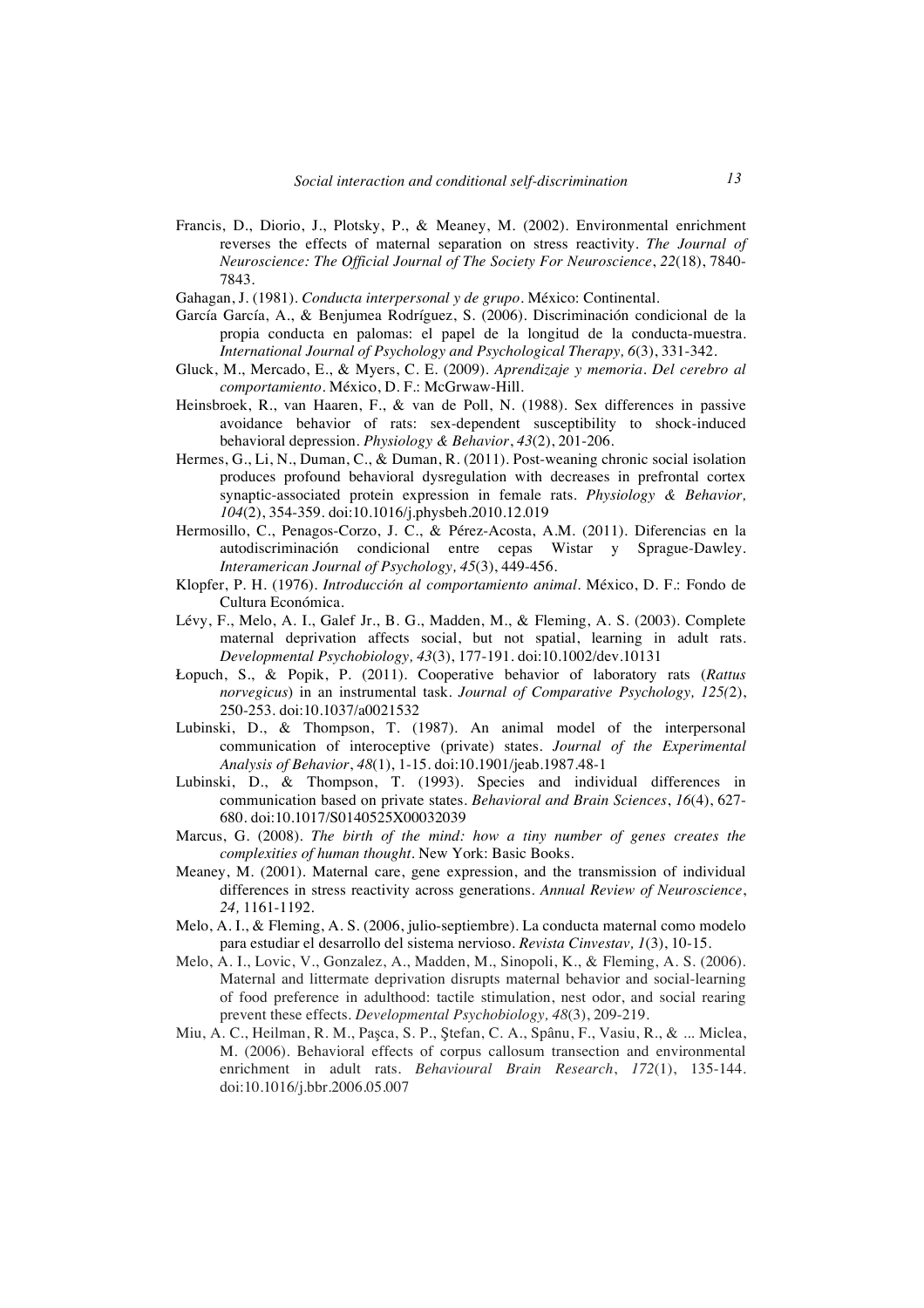Francis, D., Diorio, J., Plotsky, P., & Meaney, M. (2002). Environmental enrichment reverses the effects of maternal separation on stress reactivity. *The Journal of Neuroscience: The Official Journal of The Society For Neuroscience*, *22*(18), 7840-7843.

Gahagan, J. (1981). *Conducta interpersonal y de grupo*. México: Continental.

García García, A., & Benjumea Rodríguez, S. (2006). Discriminación condicional de la propia conducta en palomas: el papel de la longitud de la conducta-muestra. *International Journal of Psychology and Psychological Therapy, 6*(3), 331-342.

Gluck, M., Mercado, E., & Myers, C. E. (2009). *Aprendizaje y memoria. Del cerebro al comportamiento*. México, D. F.: McGrwaw-Hill.

Heinsbroek, R., van Haaren, F., & van de Poll, N. (1988). Sex differences in passive avoidance behavior of rats: sex-dependent susceptibility to shock-induced behavioral depression. *Physiology & Behavior*, *43*(2), 201-206.

Hermes, G., Li, N., Duman, C., & Duman, R. (2011). Post-weaning chronic social isolation produces profound behavioral dysregulation with decreases in prefrontal cortex synaptic-associated protein expression in female rats. *Physiology & Behavior, 104*(2), 354-359. doi:10.1016/j.physbeh.2010.12.019

Hermosillo, C., Penagos-Corzo, J. C., & Pérez-Acosta, A.M. (2011). Diferencias en la autodiscriminación condicional entre cepas Wistar y Sprague-Dawley. *Interamerican Journal of Psychology, 45*(3), 449-456.

Klopfer, P. H. (1976). *Introducción al comportamiento animal*. México, D. F.: Fondo de Cultura Económica.

Lévy, F., Melo, A. I., Galef Jr., B. G., Madden, M., & Fleming, A. S. (2003). Complete maternal deprivation affects social, but not spatial, learning in adult rats. *Developmental Psychobiology, 43*(3), 177-191. doi:10.1002/dev.10131

Łopuch, S., & Popik, P. (2011). Cooperative behavior of laboratory rats (*Rattus norvegicus*) in an instrumental task. *Journal of Comparative Psychology, 125(*2), 250-253. doi:10.1037/a0021532

Lubinski, D., & Thompson, T. (1987). An animal model of the interpersonal communication of interoceptive (private) states. *Journal of the Experimental Analysis of Behavior*, *48*(1), 1-15. doi:10.1901/jeab.1987.48-1

Lubinski, D., & Thompson, T. (1993). Species and individual differences in communication based on private states. *Behavioral and Brain Sciences*, *16*(4), 627-680. doi:10.1017/S0140525X00032039

Marcus, G. (2008). *The birth of the mind: how a tiny number of genes creates the complexities of human thought*. New York: Basic Books.

Meaney, M. (2001). Maternal care, gene expression, and the transmission of individual differences in stress reactivity across generations. *Annual Review of Neuroscience*, *24,* 1161-1192.

Melo, A. I., & Fleming, A. S. (2006, julio-septiembre). La conducta maternal como modelo para estudiar el desarrollo del sistema nervioso. *Revista Cinvestav, 1*(3), 10-15.

Melo, A. I., Lovic, V., Gonzalez, A., Madden, M., Sinopoli, K., & Fleming, A. S. (2006). Maternal and littermate deprivation disrupts maternal behavior and social-learning of food preference in adulthood: tactile stimulation, nest odor, and social rearing prevent these effects. *Developmental Psychobiology, 48*(3), 209-219.

Miu, A. C., Heilman, R. M., Paşca, S. P., Ştefan, C. A., Spânu, F., Vasiu, R., & ... Miclea, M. (2006). Behavioral effects of corpus callosum transection and environmental enrichment in adult rats. *Behavioural Brain Research*, *172*(1), 135-144. doi:10.1016/j.bbr.2006.05.007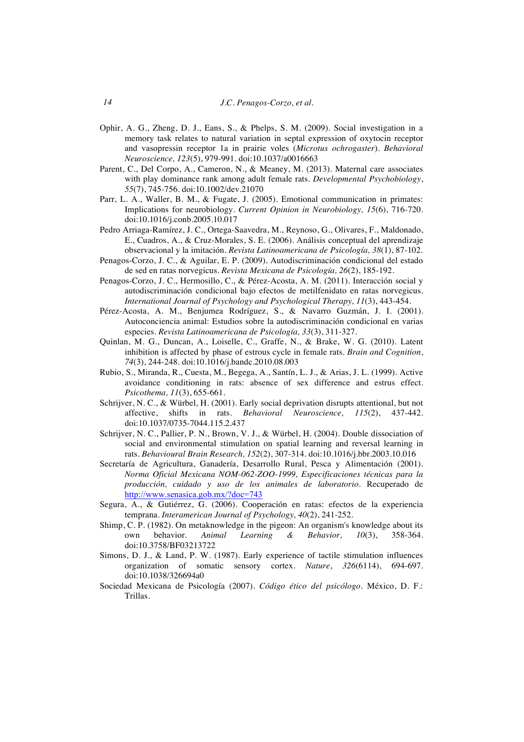Ophir, A. G., Zheng, D. J., Eans, S., & Phelps, S. M. (2009). Social investigation in a memory task relates to natural variation in septal expression of oxytocin receptor and vasopressin receptor 1a in prairie voles (*Microtus ochrogaster*). *Behavioral Neuroscience, 123*(5), 979-991. doi:10.1037/a0016663

Parent, C., Del Corpo, A., Cameron, N., & Meaney, M. (2013). Maternal care associates with play dominance rank among adult female rats. *Developmental Psychobiology*, *55*(7), 745-756. doi:10.1002/dev.21070

Parr, L. A., Waller, B. M., & Fugate, J. (2005). Emotional communication in primates: Implications for neurobiology. *Current Opinion in Neurobiology, 15*(6), 716-720. doi:10.1016/j.conb.2005.10.017

Pedro Arriaga-Ramírez, J. C., Ortega-Saavedra, M., Reynoso, G., Olivares, F., Maldonado, E., Cuadros, A., & Cruz-Morales, S. E. (2006). Análisis conceptual del aprendizaje observacional y la imitación. *Revista Latinoamericana de Psicología, 38*(1), 87-102.

Penagos-Corzo, J. C., & Aguilar, E. P. (2009). Autodiscriminación condicional del estado de sed en ratas norvegicus. *Revista Mexicana de Psicología, 26*(2), 185-192.

Penagos-Corzo, J. C., Hermosillo, C., & Pérez-Acosta, A. M. (2011). Interacción social y autodiscriminación condicional bajo efectos de metilfenidato en ratas norvegicus. *International Journal of Psychology and Psychological Therapy, 11*(3), 443-454.

Pérez-Acosta, A. M., Benjumea Rodríguez, S., & Navarro Guzmán, J. I. (2001). Autoconciencia animal: Estudios sobre la autodiscriminación condicional en varias especies. *Revista Latinoamericana de Psicología, 33*(3), 311-327.

Quinlan, M. G., Duncan, A., Loiselle, C., Graffe, N., & Brake, W. G. (2010). Latent inhibition is affected by phase of estrous cycle in female rats. *Brain and Cognition*, *74*(3), 244-248. doi:10.1016/j.bandc.2010.08.003

Rubio, S., Miranda, R., Cuesta, M., Begega, A., Santín, L. J., & Arias, J. L. (1999). Active avoidance conditioning in rats: absence of sex difference and estrus effect. *Psicothema, 11*(3), 655-661.

Schrijver, N. C., & Würbel, H. (2001). Early social deprivation disrupts attentional, but not affective, shifts in rats. *Behavioral Neuroscience, 115*(2), 437-442. doi:10.1037/0735-7044.115.2.437

Schrijver, N. C., Pallier, P. N., Brown, V. J., & Würbel, H. (2004). Double dissociation of social and environmental stimulation on spatial learning and reversal learning in rats. *Behavioural Brain Research, 152*(2), 307-314. doi:10.1016/j.bbr.2003.10.016

Secretaría de Agricultura, Ganadería, Desarrollo Rural, Pesca y Alimentación (2001). *Norma Oficial Mexicana NOM-062-ZOO-1999, Especificaciones técnicas para la producción, cuidado y uso de los animales de laboratorio*. Recuperado de http://www.senasica.gob.mx/?doc=743

Segura, A., & Gutiérrez, G. (2006). Cooperación en ratas: efectos de la experiencia temprana. *Interamerican Journal of Psychology, 40*(2), 241-252.

Shimp, C. P. (1982). On metaknowledge in the pigeon: An organism's knowledge about its own behavior. *Animal Learning & Behavior, 10*(3), 358-364. doi:10.3758/BF03213722

Simons, D. J., & Land, P. W. (1987). Early experience of tactile stimulation influences organization of somatic sensory cortex. *Nature*, *326*(6114), 694-697. doi:10.1038/326694a0

Sociedad Mexicana de Psicología (2007). *Código ético del psicólogo*. México, D. F.: Trillas.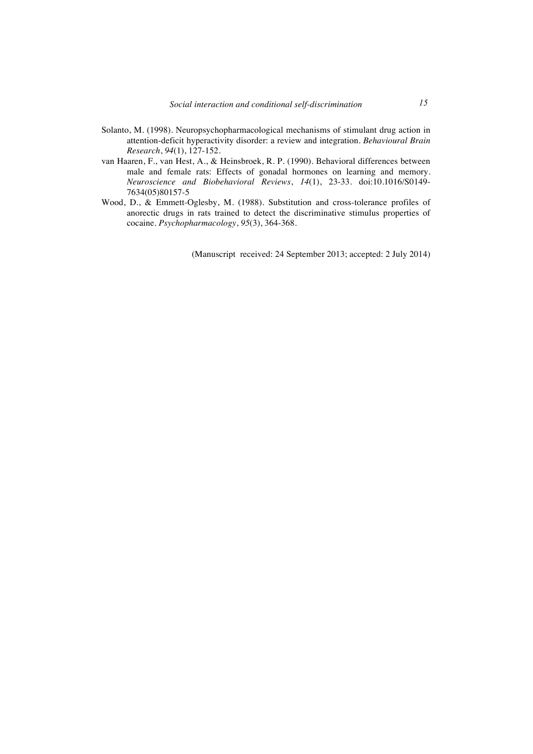Solanto, M. (1998). Neuropsychopharmacological mechanisms of stimulant drug action in attention-deficit hyperactivity disorder: a review and integration. *Behavioural Brain Research*, *94*(1), 127-152.

van Haaren, F., van Hest, A., & Heinsbroek, R. P. (1990). Behavioral differences between male and female rats: Effects of gonadal hormones on learning and memory. *Neuroscience and Biobehavioral Reviews*, *14*(1), 23-33. doi:10.1016/S0149-7634(05)80157-5

Wood, D., & Emmett-Oglesby, M. (1988). Substitution and cross-tolerance profiles of anorectic drugs in rats trained to detect the discriminative stimulus properties of cocaine. *Psychopharmacology*, *95*(3), 364-368.

(Manuscript received: 24 September 2013; accepted: 2 July 2014)